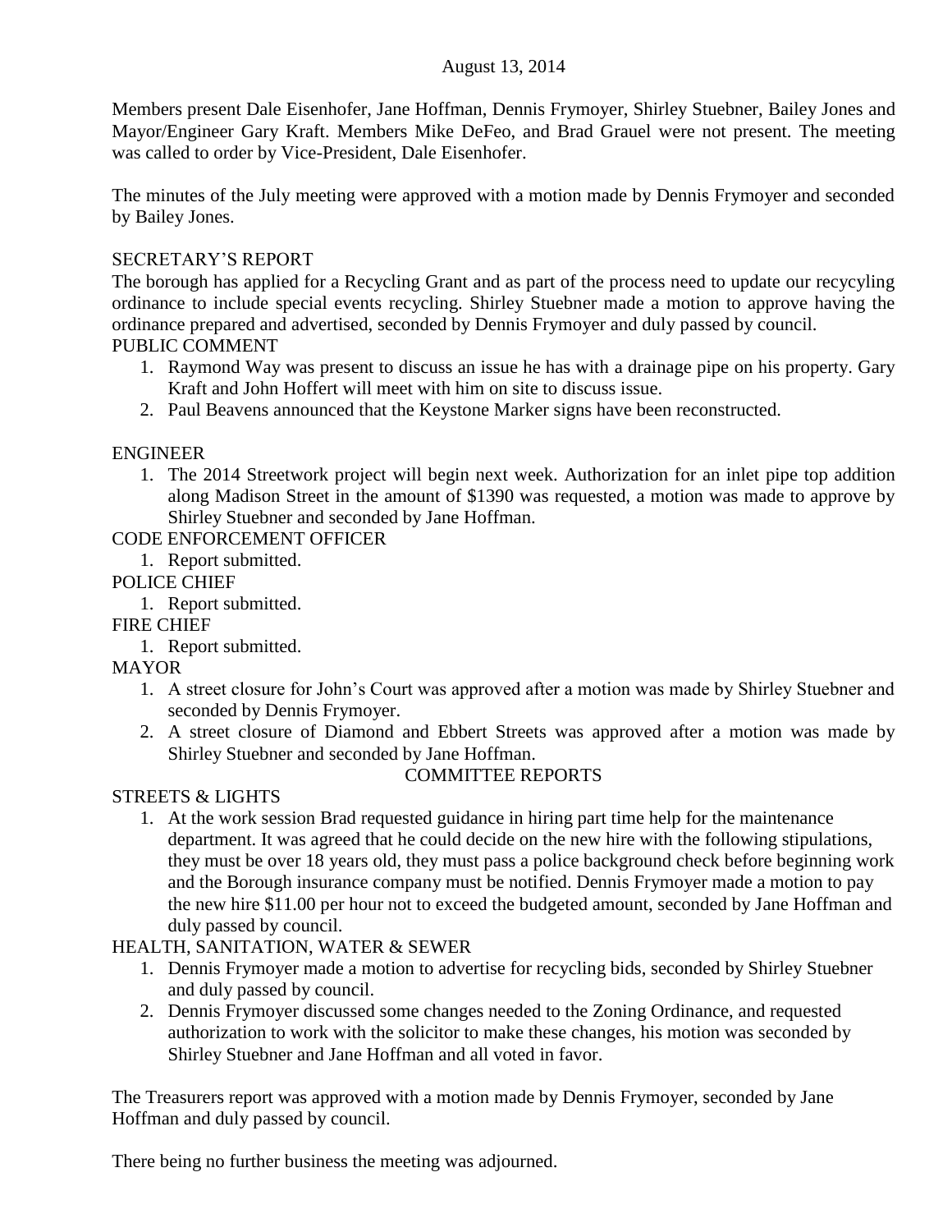August 13, 2014

Members present Dale Eisenhofer, Jane Hoffman, Dennis Frymoyer, Shirley Stuebner, Bailey Jones and Mayor/Engineer Gary Kraft. Members Mike DeFeo, and Brad Grauel were not present. The meeting was called to order by Vice-President, Dale Eisenhofer.

The minutes of the July meeting were approved with a motion made by Dennis Frymoyer and seconded by Bailey Jones.

SECRETARY'S REPORT

The borough has applied for a Recycling Grant and as part of the process need to update our recycyling ordinance to include special events recycling. Shirley Stuebner made a motion to approve having the ordinance prepared and advertised, seconded by Dennis Frymoyer and duly passed by council.

PUBLIC COMMENT

1. Raymond Way was present to discuss an issue he has with a drainage pipe on his property. Gary Kraft and John Hoffert will meet with him on site to discuss issue.
2. Paul Beavens announced that the Keystone Marker signs have been reconstructed.

ENGINEER

1. The 2014 Streetwork project will begin next week. Authorization for an inlet pipe top addition along Madison Street in the amount of $1390 was requested, a motion was made to approve by Shirley Stuebner and seconded by Jane Hoffman.

CODE ENFORCEMENT OFFICER

1. Report submitted.

POLICE CHIEF

1. Report submitted.

FIRE CHIEF

1. Report submitted.

MAYOR

1. A street closure for John's Court was approved after a motion was made by Shirley Stuebner and seconded by Dennis Frymoyer.
2. A street closure of Diamond and Ebbert Streets was approved after a motion was made by Shirley Stuebner and seconded by Jane Hoffman.

COMMITTEE REPORTS

STREETS & LIGHTS

1. At the work session Brad requested guidance in hiring part time help for the maintenance department. It was agreed that he could decide on the new hire with the following stipulations, they must be over 18 years old, they must pass a police background check before beginning work and the Borough insurance company must be notified. Dennis Frymoyer made a motion to pay the new hire $11.00 per hour not to exceed the budgeted amount, seconded by Jane Hoffman and duly passed by council.

HEALTH, SANITATION, WATER & SEWER

1. Dennis Frymoyer made a motion to advertise for recycling bids, seconded by Shirley Stuebner and duly passed by council.
2. Dennis Frymoyer discussed some changes needed to the Zoning Ordinance, and requested authorization to work with the solicitor to make these changes, his motion was seconded by Shirley Stuebner and Jane Hoffman and all voted in favor.

The Treasurers report was approved with a motion made by Dennis Frymoyer, seconded by Jane Hoffman and duly passed by council.

There being no further business the meeting was adjourned.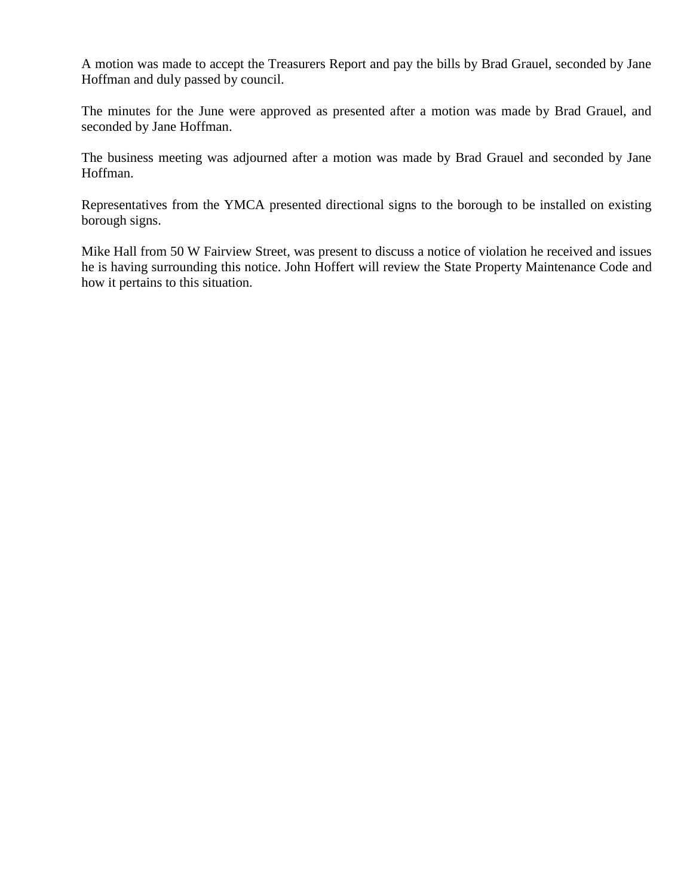A motion was made to accept the Treasurers Report and pay the bills by Brad Grauel, seconded by Jane Hoffman and duly passed by council.

The minutes for the June were approved as presented after a motion was made by Brad Grauel, and seconded by Jane Hoffman.

The business meeting was adjourned after a motion was made by Brad Grauel and seconded by Jane Hoffman.

Representatives from the YMCA presented directional signs to the borough to be installed on existing borough signs.

Mike Hall from 50 W Fairview Street, was present to discuss a notice of violation he received and issues he is having surrounding this notice. John Hoffert will review the State Property Maintenance Code and how it pertains to this situation.